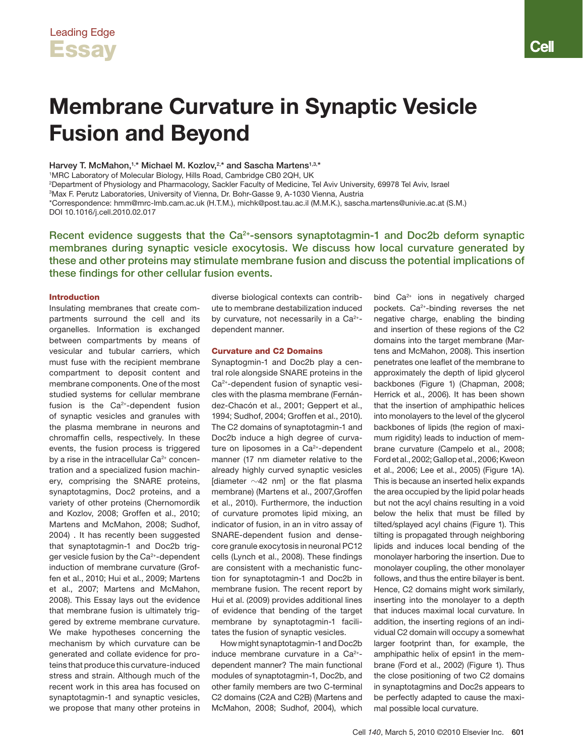Leading Edge

# Essay

# Membrane Curvature in Synaptic Vesicle Fusion and Beyond

**Harvey T. McMahon,[1,*] Michael M. Kozlov,[2,*] and Sascha Martens[1,3,*]**

[1]MRC Laboratory of Molecular Biology, Hills Road, Cambridge CB0 2QH, UK
[2]Department of Physiology and Pharmacology, Sackler Faculty of Medicine, Tel Aviv University, 69978 Tel Aviv, Israel
[3]Max F. Perutz Laboratories, University of Vienna, Dr. Bohr-Gasse 9, A-1030 Vienna, Austria
*Correspondence: hmm@mrc-lmb.cam.ac.uk (H.T.M.), michk@post.tau.ac.il (M.M.K.), sascha.martens@univie.ac.at (S.M.)
DOI 10.1016/j.cell.2010.02.017

**Recent evidence suggests that the $Ca^{2+}$-sensors synaptotagmin-1 and Doc2b deform synaptic membranes during synaptic vesicle exocytosis. We discuss how local curvature generated by these and other proteins may stimulate membrane fusion and discuss the potential implications of these findings for other cellular fusion events.**

## Introduction

Insulating membranes that create compartments surround the cell and its organelles. Information is exchanged between compartments by means of vesicular and tubular carriers, which must fuse with the recipient membrane compartment to deposit content and membrane components. One of the most studied systems for cellular membrane fusion is the $Ca^{2+}$-dependent fusion of synaptic vesicles and granules with the plasma membrane in neurons and chromaffin cells, respectively. In these events, the fusion process is triggered by a rise in the intracellular $Ca^{2+}$ concentration and a specialized fusion machinery, comprising the SNARE proteins, synaptotagmins, Doc2 proteins, and a variety of other proteins (Chernomordik and Kozlov, 2008; Groffen et al., 2010; Martens and McMahon, 2008; Sudhof, 2004) . It has recently been suggested that synaptotagmin-1 and Doc2b trigger vesicle fusion by the $Ca^{2+}$-dependent induction of membrane curvature (Groffen et al., 2010; Hui et al., 2009; Martens et al., 2007; Martens and McMahon, 2008). This Essay lays out the evidence that membrane fusion is ultimately triggered by extreme membrane curvature. We make hypotheses concerning the mechanism by which curvature can be generated and collate evidence for proteins that produce this curvature-induced stress and strain. Although much of the recent work in this area has focused on synaptotagmin-1 and synaptic vesicles, we propose that many other proteins in diverse biological contexts can contribute to membrane destabilization induced by curvature, not necessarily in a $Ca^{2+}$-dependent manner.

## Curvature and C2 Domains

Synaptogmin-1 and Doc2b play a central role alongside SNARE proteins in the $Ca^{2+}$-dependent fusion of synaptic vesicles with the plasma membrane (Fernández-Chacón et al., 2001; Geppert et al., 1994; Sudhof, 2004; Groffen et al., 2010). The C2 domains of synaptotagmin-1 and Doc2b induce a high degree of curvature on liposomes in a $Ca^{2+}$-dependent manner (17 nm diameter relative to the already highly curved synaptic vesicles [diameter ∼42 nm] or the flat plasma membrane) (Martens et al., 2007,Groffen et al., 2010). Furthermore, the induction of curvature promotes lipid mixing, an indicator of fusion, in an in vitro assay of SNARE-dependent fusion and dense-core granule exocytosis in neuronal PC12 cells (Lynch et al., 2008). These findings are consistent with a mechanistic function for synaptotagmin-1 and Doc2b in membrane fusion. The recent report by Hui et al. (2009) provides additional lines of evidence that bending of the target membrane by synaptotagmin-1 facilitates the fusion of synaptic vesicles.

How might synaptotagmin-1 and Doc2b induce membrane curvature in a $Ca^{2+}$-dependent manner? The main functional modules of synaptotagmin-1, Doc2b, and other family members are two C-terminal C2 domains (C2A and C2B) (Martens and McMahon, 2008; Sudhof, 2004), which bind $Ca^{2+}$ ions in negatively charged pockets. $Ca^{2+}$-binding reverses the net negative charge, enabling the binding and insertion of these regions of the C2 domains into the target membrane (Martens and McMahon, 2008). This insertion penetrates one leaflet of the membrane to approximately the depth of lipid glycerol backbones (Figure 1) (Chapman, 2008; Herrick et al., 2006). It has been shown that the insertion of amphipathic helices into monolayers to the level of the glycerol backbones of lipids (the region of maximum rigidity) leads to induction of membrane curvature (Campelo et al., 2008; Ford et al., 2002; Gallop et al., 2006; Kweon et al., 2006; Lee et al., 2005) (Figure 1A). This is because an inserted helix expands the area occupied by the lipid polar heads but not the acyl chains resulting in a void below the helix that must be filled by tilted/splayed acyl chains (Figure 1). This tilting is propagated through neighboring lipids and induces local bending of the monolayer harboring the insertion. Due to monolayer coupling, the other monolayer follows, and thus the entire bilayer is bent. Hence, C2 domains might work similarly, inserting into the monolayer to a depth that induces maximal local curvature. In addition, the inserting regions of an individual C2 domain will occupy a somewhat larger footprint than, for example, the amphipathic helix of epsin1 in the membrane (Ford et al., 2002) (Figure 1). Thus the close positioning of two C2 domains in synaptotagmins and Doc2s appears to be perfectly adapted to cause the maximal possible local curvature.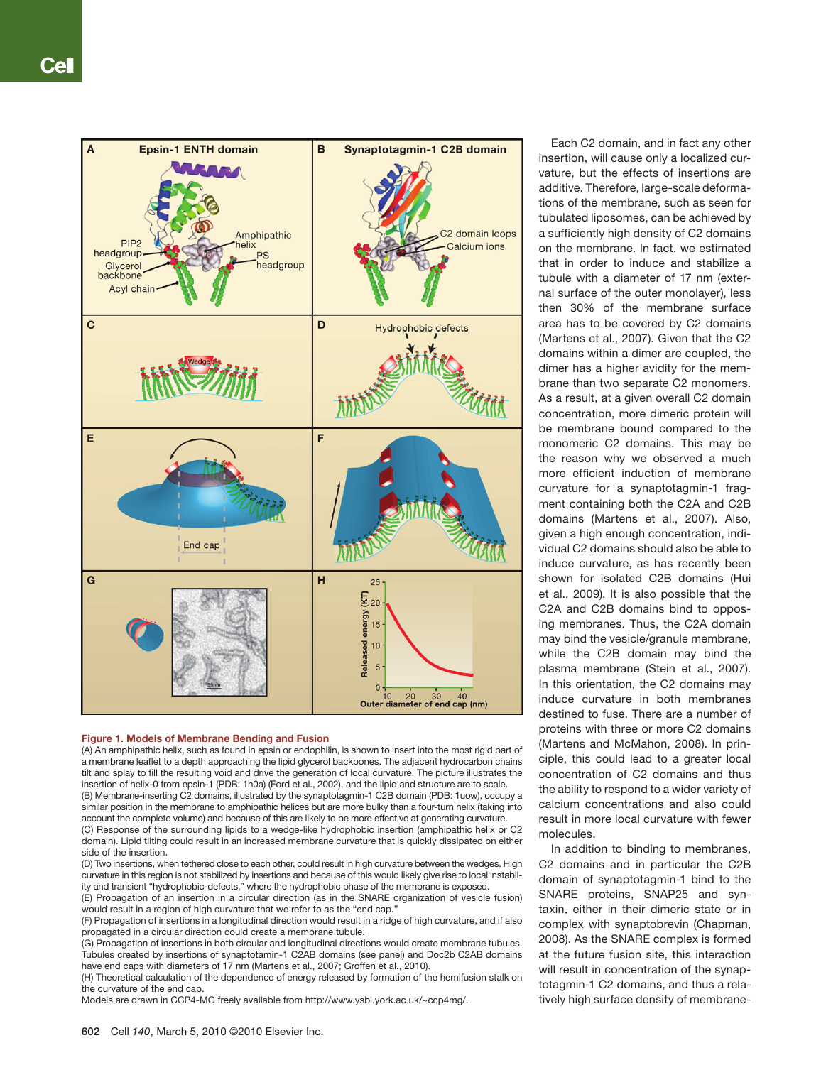**Figure 1. Models of Membrane Bending and Fusion**

(A) An amphipathic helix, such as found in epsin or endophilin, is shown to insert into the most rigid part of a membrane leaflet to a depth approaching the lipid glycerol backbones. The adjacent hydrocarbon chains tilt and splay to fill the resulting void and drive the generation of local curvature. The picture illustrates the insertion of helix-0 from epsin-1 (PDB: 1h0a) (Ford et al., 2002), and the lipid and structure are to scale.

(B) Membrane-inserting C2 domains, illustrated by the synaptotagmin-1 C2B domain (PDB: 1uow), occupy a similar position in the membrane to amphipathic helices but are more bulky than a four-turn helix (taking into account the complete volume) and because of this are likely to be more effective at generating curvature.

(C) Response of the surrounding lipids to a wedge-like hydrophobic insertion (amphipathic helix or C2 domain). Lipid tilting could result in an increased membrane curvature that is quickly dissipated on either side of the insertion.

(D) Two insertions, when tethered close to each other, could result in high curvature between the wedges. High curvature in this region is not stabilized by insertions and because of this would likely give rise to local instability and transient "hydrophobic-defects," where the hydrophobic phase of the membrane is exposed.

(E) Propagation of an insertion in a circular direction (as in the SNARE organization of vesicle fusion) would result in a region of high curvature that we refer to as the "end cap."

(F) Propagation of insertions in a longitudinal direction would result in a ridge of high curvature, and if also propagated in a circular direction could create a membrane tubule.

(G) Propagation of insertions in both circular and longitudinal directions would create membrane tubules. Tubules created by insertions of synaptotamin-1 C2AB domains (see panel) and Doc2b C2AB domains have end caps with diameters of 17 nm (Martens et al., 2007; Groffen et al., 2010).

(H) Theoretical calculation of the dependence of energy released by formation of the hemifusion stalk on the curvature of the end cap.

Models are drawn in CCP4-MG freely available from http://www.ysbl.york.ac.uk/~ccp4mg/.

Each C2 domain, and in fact any other insertion, will cause only a localized curvature, but the effects of insertions are additive. Therefore, large-scale deformations of the membrane, such as seen for tubulated liposomes, can be achieved by a sufficiently high density of C2 domains on the membrane. In fact, we estimated that in order to induce and stabilize a tubule with a diameter of 17 nm (external surface of the outer monolayer), less then 30% of the membrane surface area has to be covered by C2 domains (Martens et al., 2007). Given that the C2 domains within a dimer are coupled, the dimer has a higher avidity for the membrane than two separate C2 monomers. As a result, at a given overall C2 domain concentration, more dimeric protein will be membrane bound compared to the monomeric C2 domains. This may be the reason why we observed a much more efficient induction of membrane curvature for a synaptotagmin-1 fragment containing both the C2A and C2B domains (Martens et al., 2007). Also, given a high enough concentration, individual C2 domains should also be able to induce curvature, as has recently been shown for isolated C2B domains (Hui et al., 2009). It is also possible that the C2A and C2B domains bind to opposing membranes. Thus, the C2A domain may bind the vesicle/granule membrane, while the C2B domain may bind the plasma membrane (Stein et al., 2007). In this orientation, the C2 domains may induce curvature in both membranes destined to fuse. There are a number of proteins with three or more C2 domains (Martens and McMahon, 2008). In principle, this could lead to a greater local concentration of C2 domains and thus the ability to respond to a wider variety of calcium concentrations and also could result in more local curvature with fewer molecules.

In addition to binding to membranes, C2 domains and in particular the C2B domain of synaptotagmin-1 bind to the SNARE proteins, SNAP25 and syntaxin, either in their dimeric state or in complex with synaptobrevin (Chapman, 2008). As the SNARE complex is formed at the future fusion site, this interaction will result in concentration of the synaptotagmin-1 C2 domains, and thus a relatively high surface density of membrane-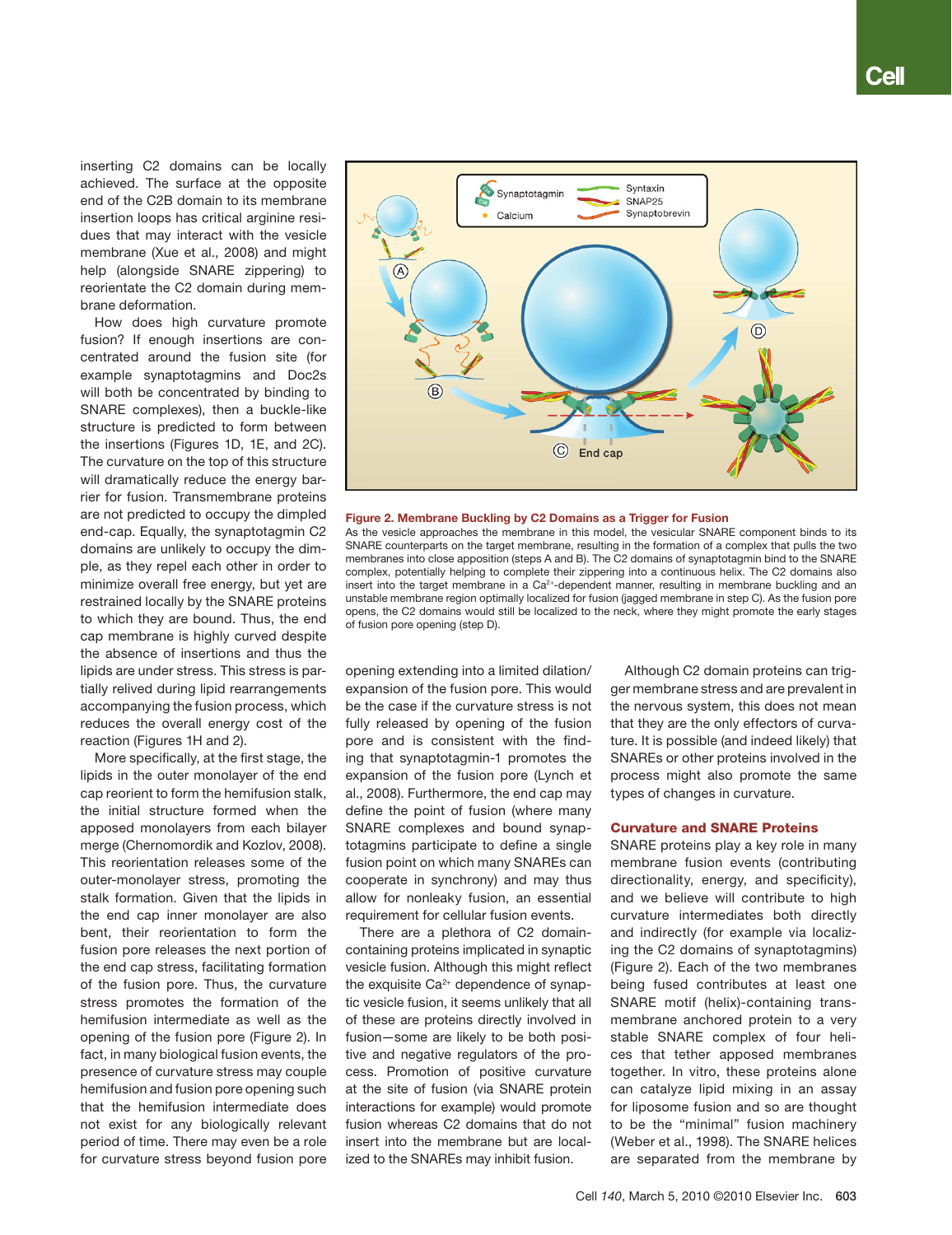inserting C2 domains can be locally achieved. The surface at the opposite end of the C2B domain to its membrane insertion loops has critical arginine residues that may interact with the vesicle membrane (Xue et al., 2008) and might help (alongside SNARE zippering) to reorientate the C2 domain during membrane deformation.

How does high curvature promote fusion? If enough insertions are concentrated around the fusion site (for example synaptotagmins and Doc2s will both be concentrated by binding to SNARE complexes), then a buckle-like structure is predicted to form between the insertions (Figures 1D, 1E, and 2C). The curvature on the top of this structure will dramatically reduce the energy barrier for fusion. Transmembrane proteins are not predicted to occupy the dimpled end-cap. Equally, the synaptotagmin C2 domains are unlikely to occupy the dimple, as they repel each other in order to minimize overall free energy, but yet are restrained locally by the SNARE proteins to which they are bound. Thus, the end cap membrane is highly curved despite the absence of insertions and thus the lipids are under stress. This stress is partially relived during lipid rearrangements accompanying the fusion process, which reduces the overall energy cost of the reaction (Figures 1H and 2).

More specifically, at the first stage, the lipids in the outer monolayer of the end cap reorient to form the hemifusion stalk, the initial structure formed when the apposed monolayers from each bilayer merge (Chernomordik and Kozlov, 2008). This reorientation releases some of the outer-monolayer stress, promoting the stalk formation. Given that the lipids in the end cap inner monolayer are also bent, their reorientation to form the fusion pore releases the next portion of the end cap stress, facilitating formation of the fusion pore. Thus, the curvature stress promotes the formation of the hemifusion intermediate as well as the opening of the fusion pore (Figure 2). In fact, in many biological fusion events, the presence of curvature stress may couple hemifusion and fusion pore opening such that the hemifusion intermediate does not exist for any biologically relevant period of time. There may even be a role for curvature stress beyond fusion pore opening extending into a limited dilation/expansion of the fusion pore. This would be the case if the curvature stress is not fully released by opening of the fusion pore and is consistent with the finding that synaptotagmin-1 promotes the expansion of the fusion pore (Lynch et al., 2008). Furthermore, the end cap may define the point of fusion (where many SNARE complexes and bound synaptotagmins participate to define a single fusion point on which many SNAREs can cooperate in synchrony) and may thus allow for nonleaky fusion, an essential requirement for cellular fusion events.

There are a plethora of C2 domain-containing proteins implicated in synaptic vesicle fusion. Although this might reflect the exquisite $Ca^{2+}$ dependence of synaptic vesicle fusion, it seems unlikely that all of these are proteins directly involved in fusion—some are likely to be both positive and negative regulators of the process. Promotion of positive curvature at the site of fusion (via SNARE protein interactions for example) would promote fusion whereas C2 domains that do not insert into the membrane but are localized to the SNAREs may inhibit fusion.

Although C2 domain proteins can trigger membrane stress and are prevalent in the nervous system, this does not mean that they are the only effectors of curvature. It is possible (and indeed likely) that SNAREs or other proteins involved in the process might also promote the same types of changes in curvature.

**Figure 2. Membrane Buckling by C2 Domains as a Trigger for Fusion**

As the vesicle approaches the membrane in this model, the vesicular SNARE component binds to its SNARE counterparts on the target membrane, resulting in the formation of a complex that pulls the two membranes into close apposition (steps A and B). The C2 domains of synaptotagmin bind to the SNARE complex, potentially helping to complete their zippering into a continuous helix. The C2 domains also insert into the target membrane in a $Ca^{2+}$-dependent manner, resulting in membrane buckling and an unstable membrane region optimally localized for fusion (jagged membrane in step C). As the fusion pore opens, the C2 domains would still be localized to the neck, where they might promote the early stages of fusion pore opening (step D).

## Curvature and SNARE Proteins

SNARE proteins play a key role in many membrane fusion events (contributing directionality, energy, and specificity), and we believe will contribute to high curvature intermediates both directly and indirectly (for example via localizing the C2 domains of synaptotagmins) (Figure 2). Each of the two membranes being fused contributes at least one SNARE motif (helix)-containing transmembrane anchored protein to a very stable SNARE complex of four helices that tether apposed membranes together. In vitro, these proteins alone can catalyze lipid mixing in an assay for liposome fusion and so are thought to be the "minimal" fusion machinery (Weber et al., 1998). The SNARE helices are separated from the membrane by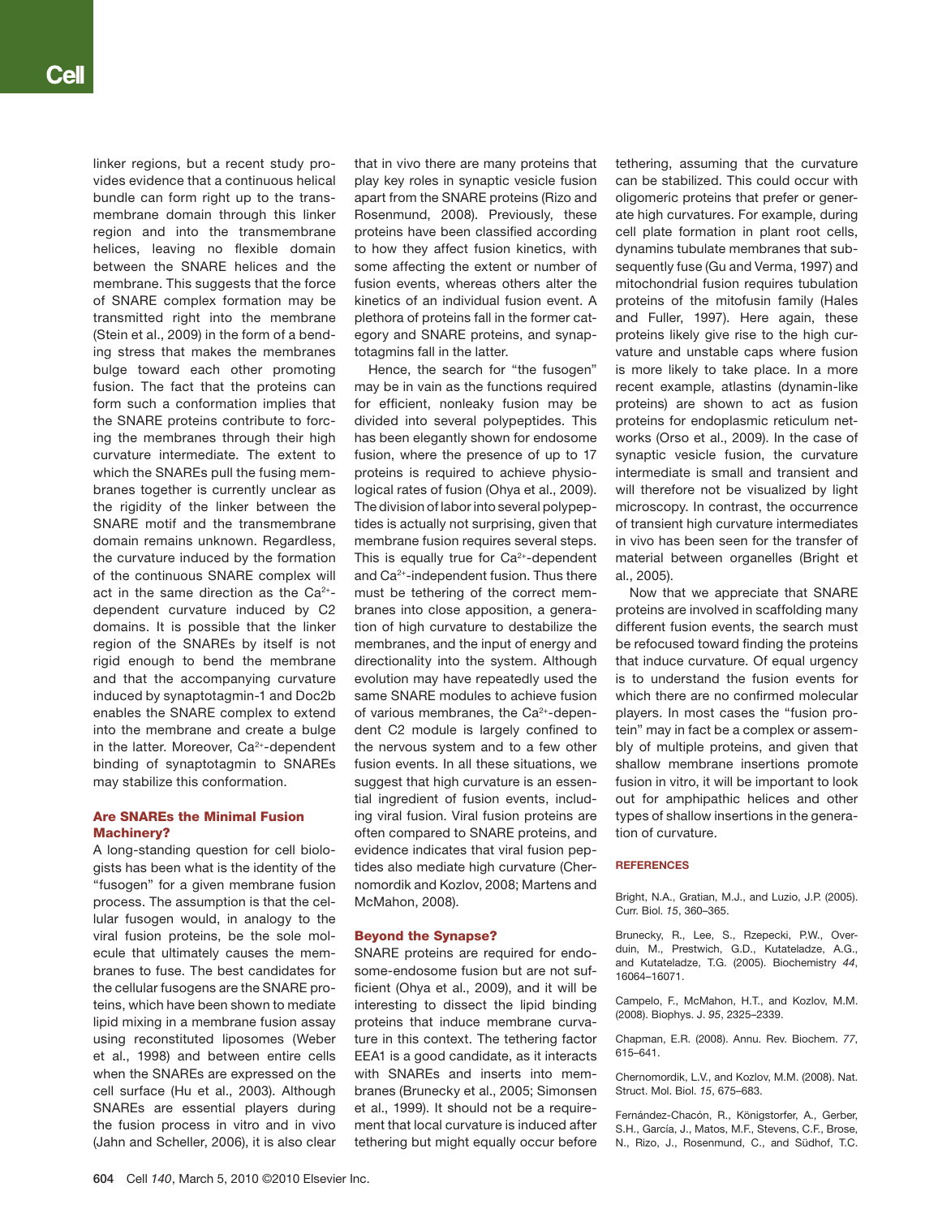linker regions, but a recent study provides evidence that a continuous helical bundle can form right up to the transmembrane domain through this linker region and into the transmembrane helices, leaving no flexible domain between the SNARE helices and the membrane. This suggests that the force of SNARE complex formation may be transmitted right into the membrane (Stein et al., 2009) in the form of a bending stress that makes the membranes bulge toward each other promoting fusion. The fact that the proteins can form such a conformation implies that the SNARE proteins contribute to forcing the membranes through their high curvature intermediate. The extent to which the SNAREs pull the fusing membranes together is currently unclear as the rigidity of the linker between the SNARE motif and the transmembrane domain remains unknown. Regardless, the curvature induced by the formation of the continuous SNARE complex will act in the same direction as the $Ca^{2+}$-dependent curvature induced by C2 domains. It is possible that the linker region of the SNAREs by itself is not rigid enough to bend the membrane and that the accompanying curvature induced by synaptotagmin-1 and Doc2b enables the SNARE complex to extend into the membrane and create a bulge in the latter. Moreover, $Ca^{2+}$-dependent binding of synaptotagmin to SNAREs may stabilize this conformation.

## Are SNAREs the Minimal Fusion Machinery?

A long-standing question for cell biologists has been what is the identity of the "fusogen" for a given membrane fusion process. The assumption is that the cellular fusogen would, in analogy to the viral fusion proteins, be the sole molecule that ultimately causes the membranes to fuse. The best candidates for the cellular fusogens are the SNARE proteins, which have been shown to mediate lipid mixing in a membrane fusion assay using reconstituted liposomes (Weber et al., 1998) and between entire cells when the SNAREs are expressed on the cell surface (Hu et al., 2003). Although SNAREs are essential players during the fusion process in vitro and in vivo (Jahn and Scheller, 2006), it is also clear that in vivo there are many proteins that play key roles in synaptic vesicle fusion apart from the SNARE proteins (Rizo and Rosenmund, 2008). Previously, these proteins have been classified according to how they affect fusion kinetics, with some affecting the extent or number of fusion events, whereas others alter the kinetics of an individual fusion event. A plethora of proteins fall in the former category and SNARE proteins, and synaptotagmins fall in the latter.

Hence, the search for "the fusogen" may be in vain as the functions required for efficient, nonleaky fusion may be divided into several polypeptides. This has been elegantly shown for endosome fusion, where the presence of up to 17 proteins is required to achieve physiological rates of fusion (Ohya et al., 2009). The division of labor into several polypeptides is actually not surprising, given that membrane fusion requires several steps. This is equally true for $Ca^{2+}$-dependent and $Ca^{2+}$-independent fusion. Thus there must be tethering of the correct membranes into close apposition, a generation of high curvature to destabilize the membranes, and the input of energy and directionality into the system. Although evolution may have repeatedly used the same SNARE modules to achieve fusion of various membranes, the $Ca^{2+}$-dependent C2 module is largely confined to the nervous system and to a few other fusion events. In all these situations, we suggest that high curvature is an essential ingredient of fusion events, including viral fusion. Viral fusion proteins are often compared to SNARE proteins, and evidence indicates that viral fusion peptides also mediate high curvature (Chernomordik and Kozlov, 2008; Martens and McMahon, 2008).

## Beyond the Synapse?

SNARE proteins are required for endosome-endosome fusion but are not sufficient (Ohya et al., 2009), and it will be interesting to dissect the lipid binding proteins that induce membrane curvature in this context. The tethering factor EEA1 is a good candidate, as it interacts with SNAREs and inserts into membranes (Brunecky et al., 2005; Simonsen et al., 1999). It should not be a requirement that local curvature is induced after tethering but might equally occur before tethering, assuming that the curvature can be stabilized. This could occur with oligomeric proteins that prefer or generate high curvatures. For example, during cell plate formation in plant root cells, dynamins tubulate membranes that subsequently fuse (Gu and Verma, 1997) and mitochondrial fusion requires tubulation proteins of the mitofusin family (Hales and Fuller, 1997). Here again, these proteins likely give rise to the high curvature and unstable caps where fusion is more likely to take place. In a more recent example, atlastins (dynamin-like proteins) are shown to act as fusion proteins for endoplasmic reticulum networks (Orso et al., 2009). In the case of synaptic vesicle fusion, the curvature intermediate is small and transient and will therefore not be visualized by light microscopy. In contrast, the occurrence of transient high curvature intermediates in vivo has been seen for the transfer of material between organelles (Bright et al., 2005).

Now that we appreciate that SNARE proteins are involved in scaffolding many different fusion events, the search must be refocused toward finding the proteins that induce curvature. Of equal urgency is to understand the fusion events for which there are no confirmed molecular players. In most cases the "fusion protein" may in fact be a complex or assembly of multiple proteins, and given that shallow membrane insertions promote fusion in vitro, it will be important to look out for amphipathic helices and other types of shallow insertions in the generation of curvature.

## REFERENCES

Bright, N.A., Gratian, M.J., and Luzio, J.P. (2005). Curr. Biol. *15*, 360–365.

Brunecky, R., Lee, S., Rzepecki, P.W., Overduin, M., Prestwich, G.D., Kutateladze, A.G., and Kutateladze, T.G. (2005). Biochemistry *44*, 16064–16071.

Campelo, F., McMahon, H.T., and Kozlov, M.M. (2008). Biophys. J. *95*, 2325–2339.

Chapman, E.R. (2008). Annu. Rev. Biochem. *77*, 615–641.

Chernomordik, L.V., and Kozlov, M.M. (2008). Nat. Struct. Mol. Biol. *15*, 675–683.

Fernández-Chacón, R., Königstorfer, A., Gerber, S.H., García, J., Matos, M.F., Stevens, C.F., Brose, N., Rizo, J., Rosenmund, C., and Südhof, T.C.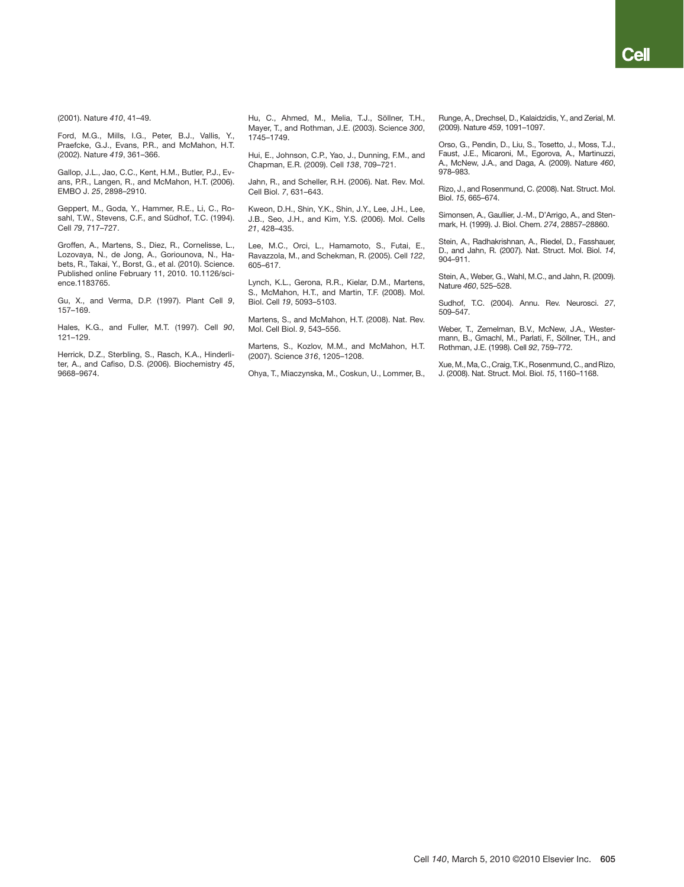(2001). Nature *410*, 41–49.

Ford, M.G., Mills, I.G., Peter, B.J., Vallis, Y., Praefcke, G.J., Evans, P.R., and McMahon, H.T. (2002). Nature *419*, 361–366.

Gallop, J.L., Jao, C.C., Kent, H.M., Butler, P.J., Evans, P.R., Langen, R., and McMahon, H.T. (2006). EMBO J. *25*, 2898–2910.

Geppert, M., Goda, Y., Hammer, R.E., Li, C., Rosahl, T.W., Stevens, C.F., and Südhof, T.C. (1994). Cell *79*, 717–727.

Groffen, A., Martens, S., Diez, R., Cornelisse, L., Lozovaya, N., de Jong, A., Goriounova, N., Habets, R., Takai, Y., Borst, G., et al. (2010). Science. Published online February 11, 2010. 10.1126/science.1183765.

Gu, X., and Verma, D.P. (1997). Plant Cell *9*, 157–169.

Hales, K.G., and Fuller, M.T. (1997). Cell *90*, 121–129.

Herrick, D.Z., Sterbling, S., Rasch, K.A., Hinderliter, A., and Cafiso, D.S. (2006). Biochemistry *45*, 9668–9674.

Hu, C., Ahmed, M., Melia, T.J., Söllner, T.H., Mayer, T., and Rothman, J.E. (2003). Science *300*, 1745–1749.

Hui, E., Johnson, C.P., Yao, J., Dunning, F.M., and Chapman, E.R. (2009). Cell *138*, 709–721.

Jahn, R., and Scheller, R.H. (2006). Nat. Rev. Mol. Cell Biol. *7*, 631–643.

Kweon, D.H., Shin, Y.K., Shin, J.Y., Lee, J.H., Lee, J.B., Seo, J.H., and Kim, Y.S. (2006). Mol. Cells *21*, 428–435.

Lee, M.C., Orci, L., Hamamoto, S., Futai, E., Ravazzola, M., and Schekman, R. (2005). Cell *122*, 605–617.

Lynch, K.L., Gerona, R.R., Kielar, D.M., Martens, S., McMahon, H.T., and Martin, T.F. (2008). Mol. Biol. Cell *19*, 5093–5103.

Martens, S., and McMahon, H.T. (2008). Nat. Rev. Mol. Cell Biol. *9*, 543–556.

Martens, S., Kozlov, M.M., and McMahon, H.T. (2007). Science *316*, 1205–1208.

Ohya, T., Miaczynska, M., Coskun, U., Lommer, B., Runge, A., Drechsel, D., Kalaidzidis, Y., and Zerial, M. (2009). Nature *459*, 1091–1097.

Orso, G., Pendin, D., Liu, S., Tosetto, J., Moss, T.J., Faust, J.E., Micaroni, M., Egorova, A., Martinuzzi, A., McNew, J.A., and Daga, A. (2009). Nature *460*, 978–983.

Rizo, J., and Rosenmund, C. (2008). Nat. Struct. Mol. Biol. *15*, 665–674.

Simonsen, A., Gaullier, J.-M., D'Arrigo, A., and Stenmark, H. (1999). J. Biol. Chem. *274*, 28857–28860.

Stein, A., Radhakrishnan, A., Riedel, D., Fasshauer, D., and Jahn, R. (2007). Nat. Struct. Mol. Biol. *14*, 904–911.

Stein, A., Weber, G., Wahl, M.C., and Jahn, R. (2009). Nature *460*, 525–528.

Sudhof, T.C. (2004). Annu. Rev. Neurosci. *27*, 509–547.

Weber, T., Zemelman, B.V., McNew, J.A., Westermann, B., Gmachl, M., Parlati, F., Söllner, T.H., and Rothman, J.E. (1998). Cell *92*, 759–772.

Xue, M., Ma, C., Craig, T.K., Rosenmund, C., and Rizo, J. (2008). Nat. Struct. Mol. Biol. *15*, 1160–1168.